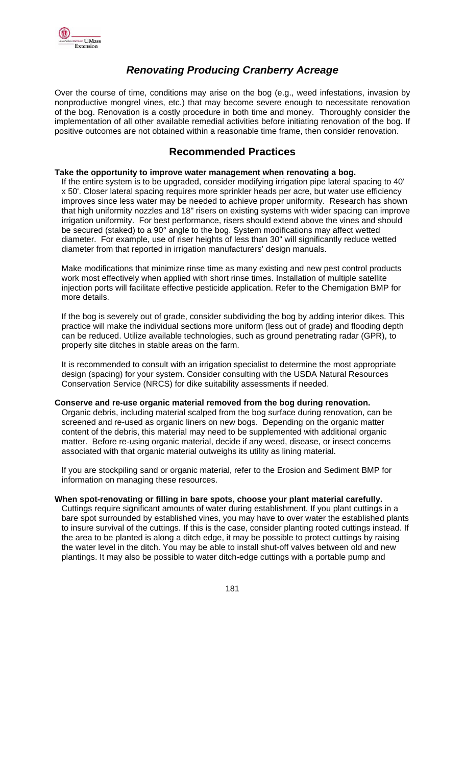## *Renovating Producing Cranberry Acreage*

Over the course of time, conditions may arise on the bog (e.g., weed infestations, invasion by nonproductive mongrel vines, etc.) that may become severe enough to necessitate renovation of the bog. Renovation is a costly procedure in both time and money. Thoroughly consider the implementation of all other available remedial activities before initiating renovation of the bog. If positive outcomes are not obtained within a reasonable time frame, then consider renovation.

## Recommended Practices

**Take the opportunity to improve water management when renovating a bog.**

If the entire system is to be upgraded, consider modifying irrigation pipe lateral spacing to 40' x 50'. Closer lateral spacing requires more sprinkler heads per acre, but water use efficiency improves since less water may be needed to achieve proper uniformity. Research has shown that high uniformity nozzles and 18" risers on existing systems with wider spacing can improve irrigation uniformity. For best performance, risers should extend above the vines and should be secured (staked) to a 90° angle to the bog. System modifications may affect wetted diameter. For example, use of riser heights of less than 30" will significantly reduce wetted diameter from that reported in irrigation manufacturers' design manuals.

Make modifications that minimize rinse time as many existing and new pest control products work most effectively when applied with short rinse times. Installation of multiple satellite injection ports will facilitate effective pesticide application. Refer to the Chemigation BMP for more details.

If the bog is severely out of grade, consider subdividing the bog by adding interior dikes. This practice will make the individual sections more uniform (less out of grade) and flooding depth can be reduced. Utilize available technologies, such as ground penetrating radar (GPR), to properly site ditches in stable areas on the farm.

It is recommended to consult with an irrigation specialist to determine the most appropriate design (spacing) for your system. Consider consulting with the USDA Natural Resources Conservation Service (NRCS) for dike suitability assessments if needed.

**Conserve and re-use organic material removed from the bog during renovation.**

Organic debris, including material scalped from the bog surface during renovation, can be screened and re-used as organic liners on new bogs. Depending on the organic matter content of the debris, this material may need to be supplemented with additional organic matter. Before re-using organic material, decide if any weed, disease, or insect concerns associated with that organic material outweighs its utility as lining material.

If you are stockpiling sand or organic material, refer to the Erosion and Sediment BMP for information on managing these resources.

**When spot-renovating or filling in bare spots, choose your plant material carefully.**

Cuttings require significant amounts of water during establishment. If you plant cuttings in a bare spot surrounded by established vines, you may have to over water the established plants to insure survival of the cuttings. If this is the case, consider planting rooted cuttings instead. If the area to be planted is along a ditch edge, it may be possible to protect cuttings by raising the water level in the ditch. You may be able to install shut-off valves between old and new plantings. It may also be possible to water ditch-edge cuttings with a portable pump and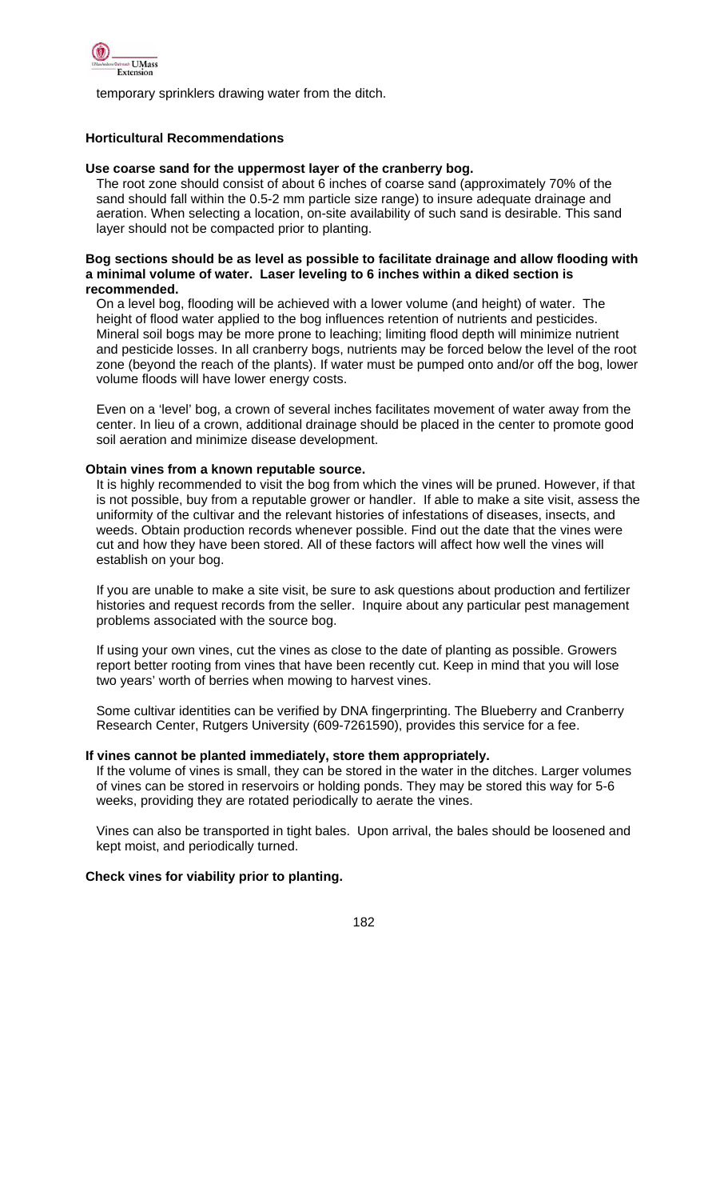temporary sprinklers drawing water from the ditch.

## Horticultural Recommendations

**Use coarse sand for the uppermost layer of the cranberry bog.**

The root zone should consist of about 6 inches of coarse sand (approximately 70% of the sand should fall within the 0.5-2 mm particle size range) to insure adequate drainage and aeration. When selecting a location, on-site availability of such sand is desirable. This sand layer should not be compacted prior to planting.

**Bog sections should be as level as possible to facilitate drainage and allow flooding with a minimal volume of water. Laser leveling to 6 inches within a diked section is recommended.**

On a level bog, flooding will be achieved with a lower volume (and height) of water. The height of flood water applied to the bog influences retention of nutrients and pesticides. Mineral soil bogs may be more prone to leaching; limiting flood depth will minimize nutrient and pesticide losses. In all cranberry bogs, nutrients may be forced below the level of the root zone (beyond the reach of the plants). If water must be pumped onto and/or off the bog, lower volume floods will have lower energy costs.

Even on a 'level' bog, a crown of several inches facilitates movement of water away from the center. In lieu of a crown, additional drainage should be placed in the center to promote good soil aeration and minimize disease development.

**Obtain vines from a known reputable source.**

It is highly recommended to visit the bog from which the vines will be pruned. However, if that is not possible, buy from a reputable grower or handler. If able to make a site visit, assess the uniformity of the cultivar and the relevant histories of infestations of diseases, insects, and weeds. Obtain production records whenever possible. Find out the date that the vines were cut and how they have been stored. All of these factors will affect how well the vines will establish on your bog.

If you are unable to make a site visit, be sure to ask questions about production and fertilizer histories and request records from the seller. Inquire about any particular pest management problems associated with the source bog.

If using your own vines, cut the vines as close to the date of planting as possible. Growers report better rooting from vines that have been recently cut. Keep in mind that you will lose two years' worth of berries when mowing to harvest vines.

Some cultivar identities can be verified by DNA fingerprinting. The Blueberry and Cranberry Research Center, Rutgers University (609-7261590), provides this service for a fee.

**If vines cannot be planted immediately, store them appropriately.**

If the volume of vines is small, they can be stored in the water in the ditches. Larger volumes of vines can be stored in reservoirs or holding ponds. They may be stored this way for 5-6 weeks, providing they are rotated periodically to aerate the vines.

Vines can also be transported in tight bales. Upon arrival, the bales should be loosened and kept moist, and periodically turned.

**Check vines for viability prior to planting.**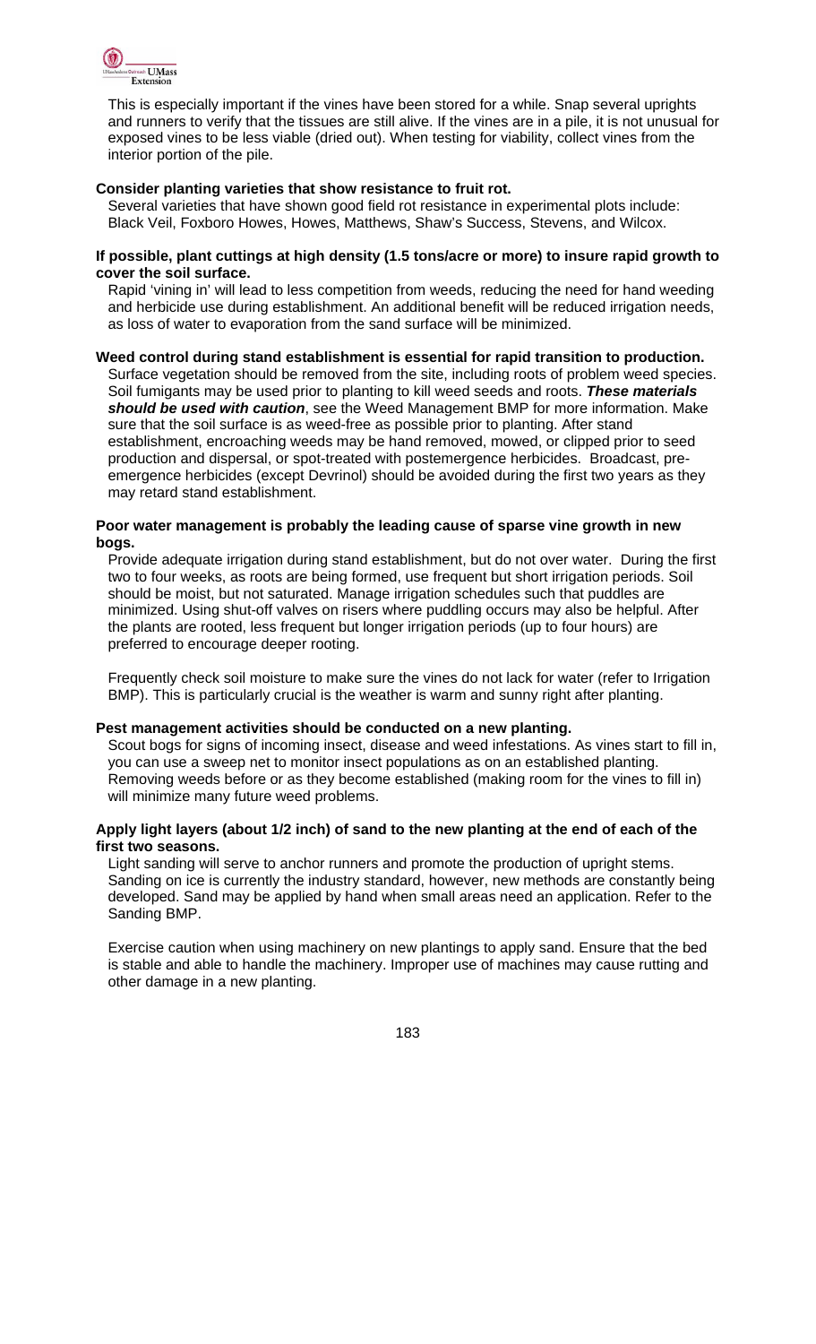This is especially important if the vines have been stored for a while. Snap several uprights and runners to verify that the tissues are still alive. If the vines are in a pile, it is not unusual for exposed vines to be less viable (dried out). When testing for viability, collect vines from the interior portion of the pile.

**Consider planting varieties that show resistance to fruit rot.**

Several varieties that have shown good field rot resistance in experimental plots include: Black Veil, Foxboro Howes, Howes, Matthews, Shaw's Success, Stevens, and Wilcox.

**If possible, plant cuttings at high density (1.5 tons/acre or more) to insure rapid growth to cover the soil surface.**

Rapid 'vining in' will lead to less competition from weeds, reducing the need for hand weeding and herbicide use during establishment. An additional benefit will be reduced irrigation needs, as loss of water to evaporation from the sand surface will be minimized.

**Weed control during stand establishment is essential for rapid transition to production.**

Surface vegetation should be removed from the site, including roots of problem weed species. Soil fumigants may be used prior to planting to kill weed seeds and roots. ***These materials should be used with caution***, see the Weed Management BMP for more information. Make sure that the soil surface is as weed-free as possible prior to planting. After stand establishment, encroaching weeds may be hand removed, mowed, or clipped prior to seed production and dispersal, or spot-treated with postemergence herbicides. Broadcast, pre-emergence herbicides (except Devrinol) should be avoided during the first two years as they may retard stand establishment.

**Poor water management is probably the leading cause of sparse vine growth in new bogs.**

Provide adequate irrigation during stand establishment, but do not over water. During the first two to four weeks, as roots are being formed, use frequent but short irrigation periods. Soil should be moist, but not saturated. Manage irrigation schedules such that puddles are minimized. Using shut-off valves on risers where puddling occurs may also be helpful. After the plants are rooted, less frequent but longer irrigation periods (up to four hours) are preferred to encourage deeper rooting.

Frequently check soil moisture to make sure the vines do not lack for water (refer to Irrigation BMP). This is particularly crucial is the weather is warm and sunny right after planting.

**Pest management activities should be conducted on a new planting.**

Scout bogs for signs of incoming insect, disease and weed infestations. As vines start to fill in, you can use a sweep net to monitor insect populations as on an established planting. Removing weeds before or as they become established (making room for the vines to fill in) will minimize many future weed problems.

**Apply light layers (about 1/2 inch) of sand to the new planting at the end of each of the first two seasons.**

Light sanding will serve to anchor runners and promote the production of upright stems. Sanding on ice is currently the industry standard, however, new methods are constantly being developed. Sand may be applied by hand when small areas need an application. Refer to the Sanding BMP.

Exercise caution when using machinery on new plantings to apply sand. Ensure that the bed is stable and able to handle the machinery. Improper use of machines may cause rutting and other damage in a new planting.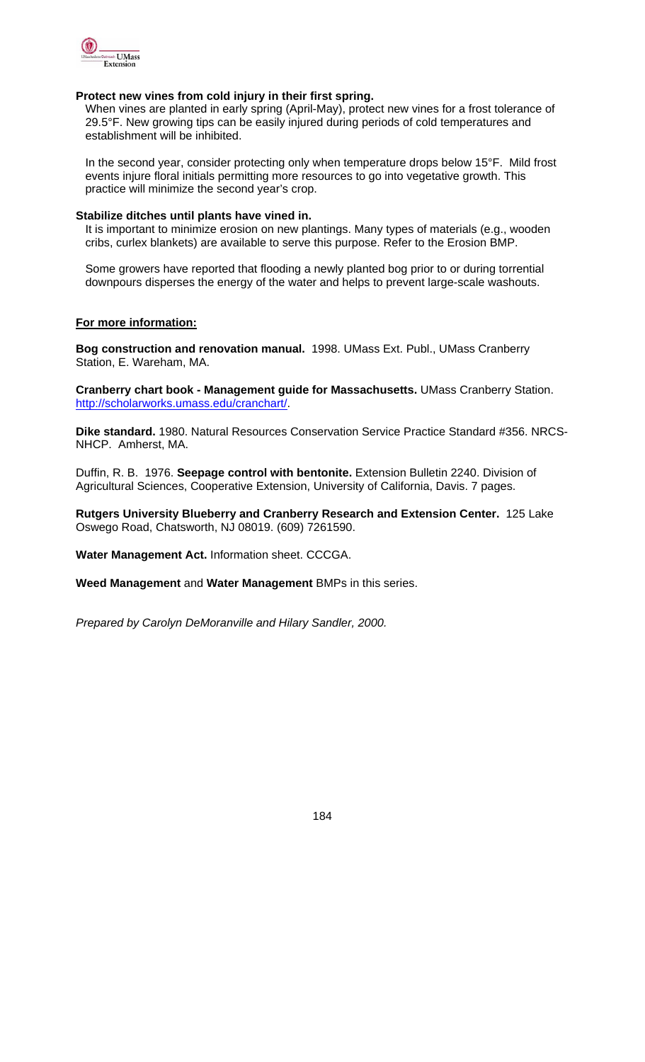**Protect new vines from cold injury in their first spring.**

When vines are planted in early spring (April-May), protect new vines for a frost tolerance of 29.5°F. New growing tips can be easily injured during periods of cold temperatures and establishment will be inhibited.

In the second year, consider protecting only when temperature drops below 15°F. Mild frost events injure floral initials permitting more resources to go into vegetative growth. This practice will minimize the second year's crop.

**Stabilize ditches until plants have vined in.**

It is important to minimize erosion on new plantings. Many types of materials (e.g., wooden cribs, curlex blankets) are available to serve this purpose. Refer to the Erosion BMP.

Some growers have reported that flooding a newly planted bog prior to or during torrential downpours disperses the energy of the water and helps to prevent large-scale washouts.

**For more information:**

**Bog construction and renovation manual.** 1998. UMass Ext. Publ., UMass Cranberry Station, E. Wareham, MA.

**Cranberry chart book - Management guide for Massachusetts.** UMass Cranberry Station. http://scholarworks.umass.edu/cranchart/.

**Dike standard.** 1980. Natural Resources Conservation Service Practice Standard #356. NRCS-NHCP. Amherst, MA.

Duffin, R. B. 1976. **Seepage control with bentonite.** Extension Bulletin 2240. Division of Agricultural Sciences, Cooperative Extension, University of California, Davis. 7 pages.

**Rutgers University Blueberry and Cranberry Research and Extension Center.** 125 Lake Oswego Road, Chatsworth, NJ 08019. (609) 7261590.

**Water Management Act.** Information sheet. CCCGA.

**Weed Management** and **Water Management** BMPs in this series.

*Prepared by Carolyn DeMoranville and Hilary Sandler, 2000.*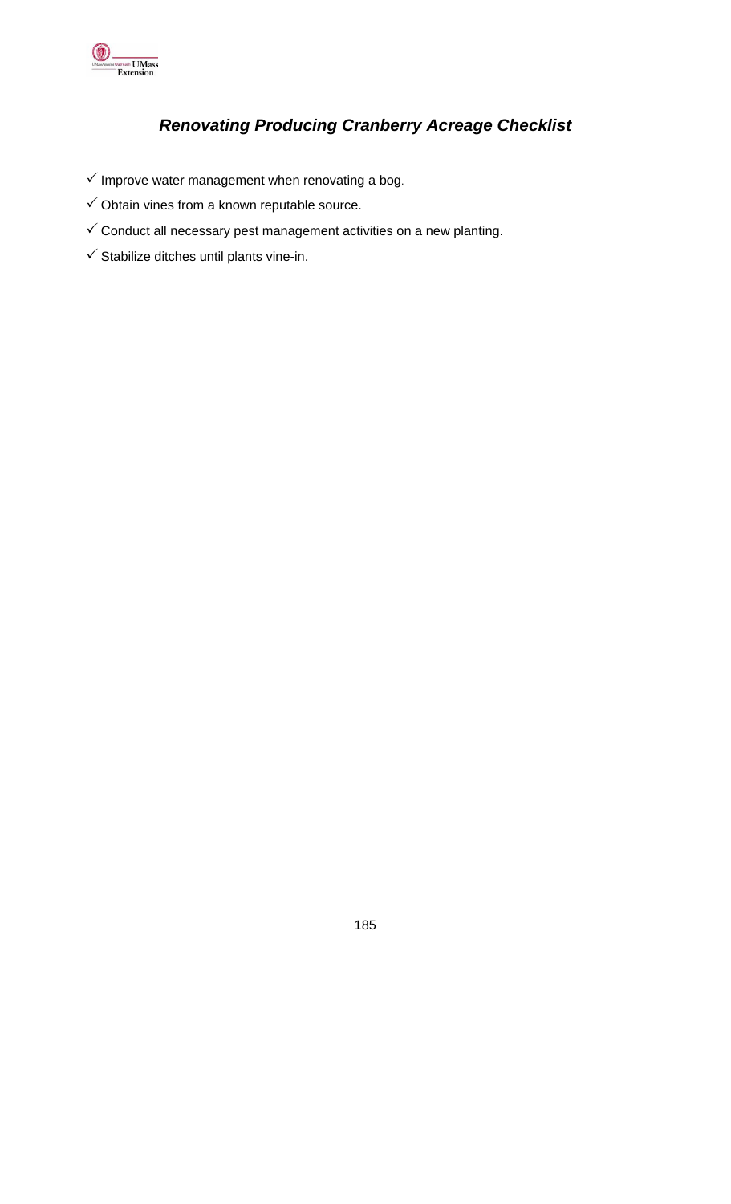## ***Renovating Producing Cranberry Acreage Checklist***

- ✓ Improve water management when renovating a bog.
- ✓ Obtain vines from a known reputable source.
- ✓ Conduct all necessary pest management activities on a new planting.
- ✓ Stabilize ditches until plants vine-in.